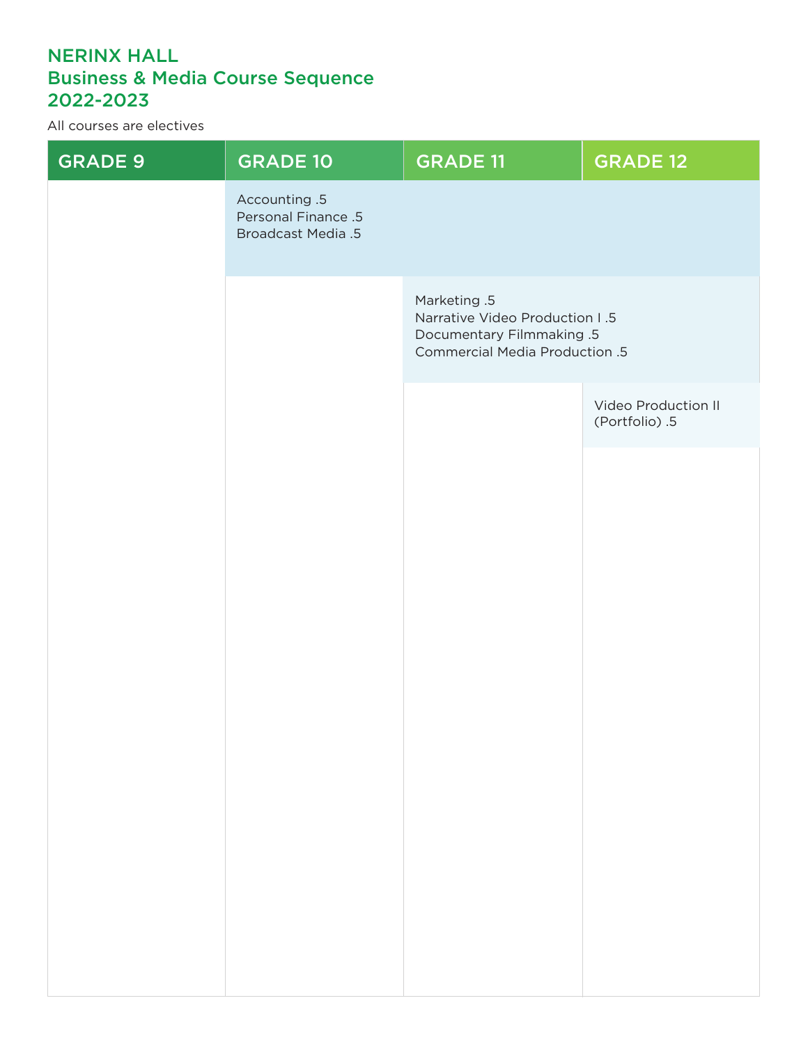# NERINX HALL
## Business & Media Course Sequence
## 2022-2023

All courses are electives

| GRADE 9 | GRADE 10 | GRADE 11 | GRADE 12 |
|---|---|---|---|
| | Accounting .5<br>Personal Finance .5<br>Broadcast Media .5 | | |
| | | Marketing .5<br>Narrative Video Production I .5<br>Documentary Filmmaking .5<br>Commercial Media Production .5 | |
| | | | Video Production II (Portfolio) .5 |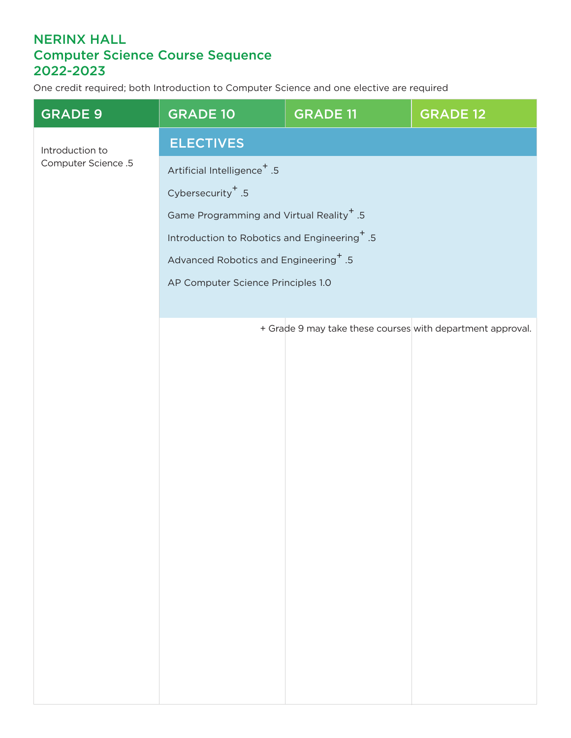# NERINX HALL
## Computer Science Course Sequence
## 2022-2023

One credit required; both Introduction to Computer Science and one elective are required

| GRADE 9 | GRADE 10 | GRADE 11 | GRADE 12 |
|---|---|---|---|
| Introduction to Computer Science .5 | **ELECTIVES** | | |
| | Artificial Intelligence+ .5 | | |
| | Cybersecurity+ .5 | | |
| | Game Programming and Virtual Reality+ .5 | | |
| | Introduction to Robotics and Engineering+ .5 | | |
| | Advanced Robotics and Engineering+ .5 | | |
| | AP Computer Science Principles 1.0 | | |

+ Grade 9 may take these courses with department approval.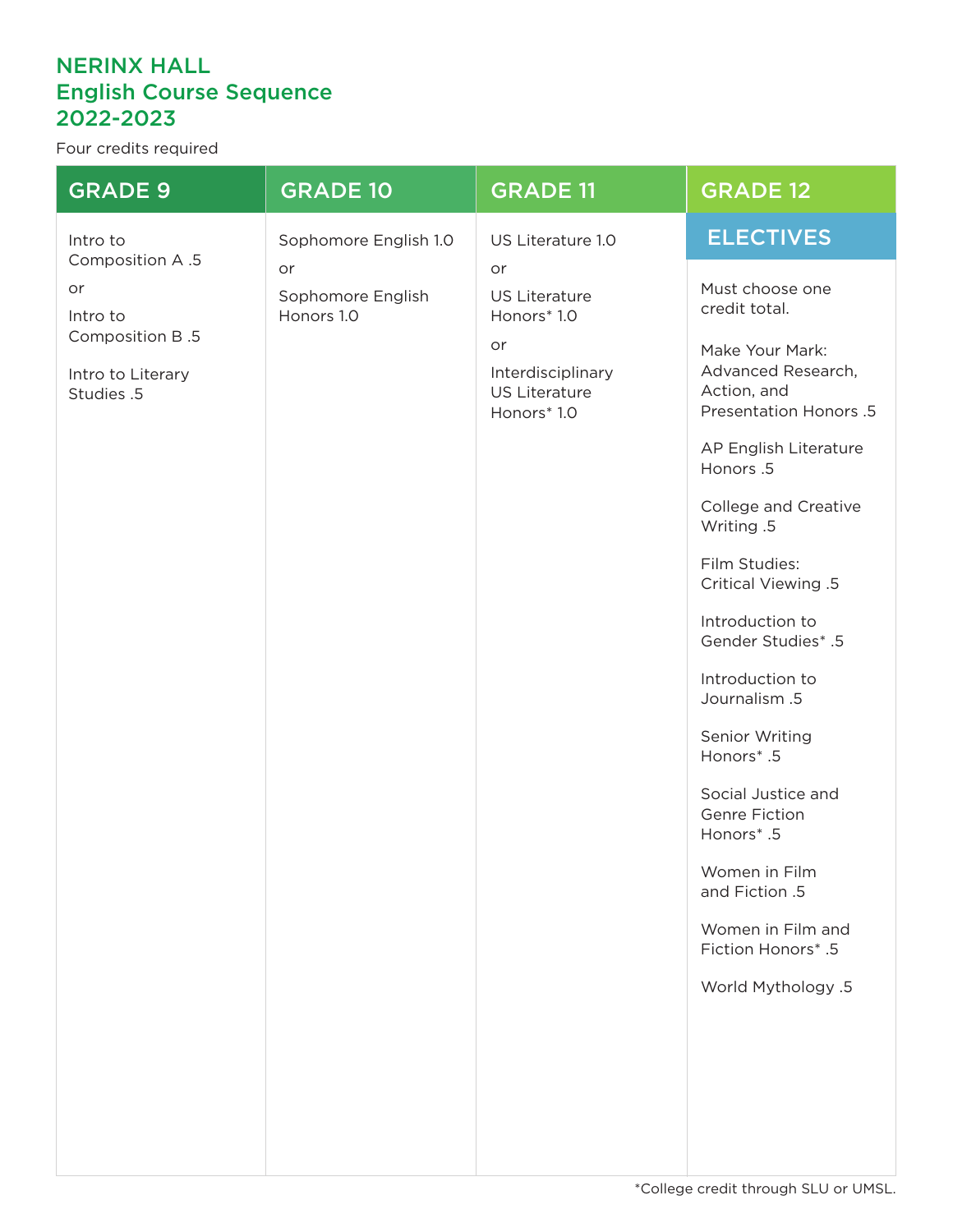# NERINX HALL
# English Course Sequence
# 2022-2023

Four credits required

| GRADE 9 | GRADE 10 | GRADE 11 | GRADE 12 |
|---|---|---|---|
| | | | **ELECTIVES** |
| Intro to Composition A .5<br>or<br>Intro to Composition B .5<br><br>Intro to Literary Studies .5 | Sophomore English 1.0<br>or<br>Sophomore English Honors 1.0 | US Literature 1.0<br>or<br>US Literature Honors* 1.0<br>or<br>Interdisciplinary US Literature Honors* 1.0 | Must choose one credit total.<br><br>Make Your Mark: Advanced Research, Action, and Presentation Honors .5<br><br>AP English Literature Honors .5<br><br>College and Creative Writing .5<br><br>Film Studies: Critical Viewing .5<br><br>Introduction to Gender Studies* .5<br><br>Introduction to Journalism .5<br><br>Senior Writing Honors* .5<br><br>Social Justice and Genre Fiction Honors* .5<br><br>Women in Film and Fiction .5<br><br>Women in Film and Fiction Honors* .5<br><br>World Mythology .5 |

*College credit through SLU or UMSL.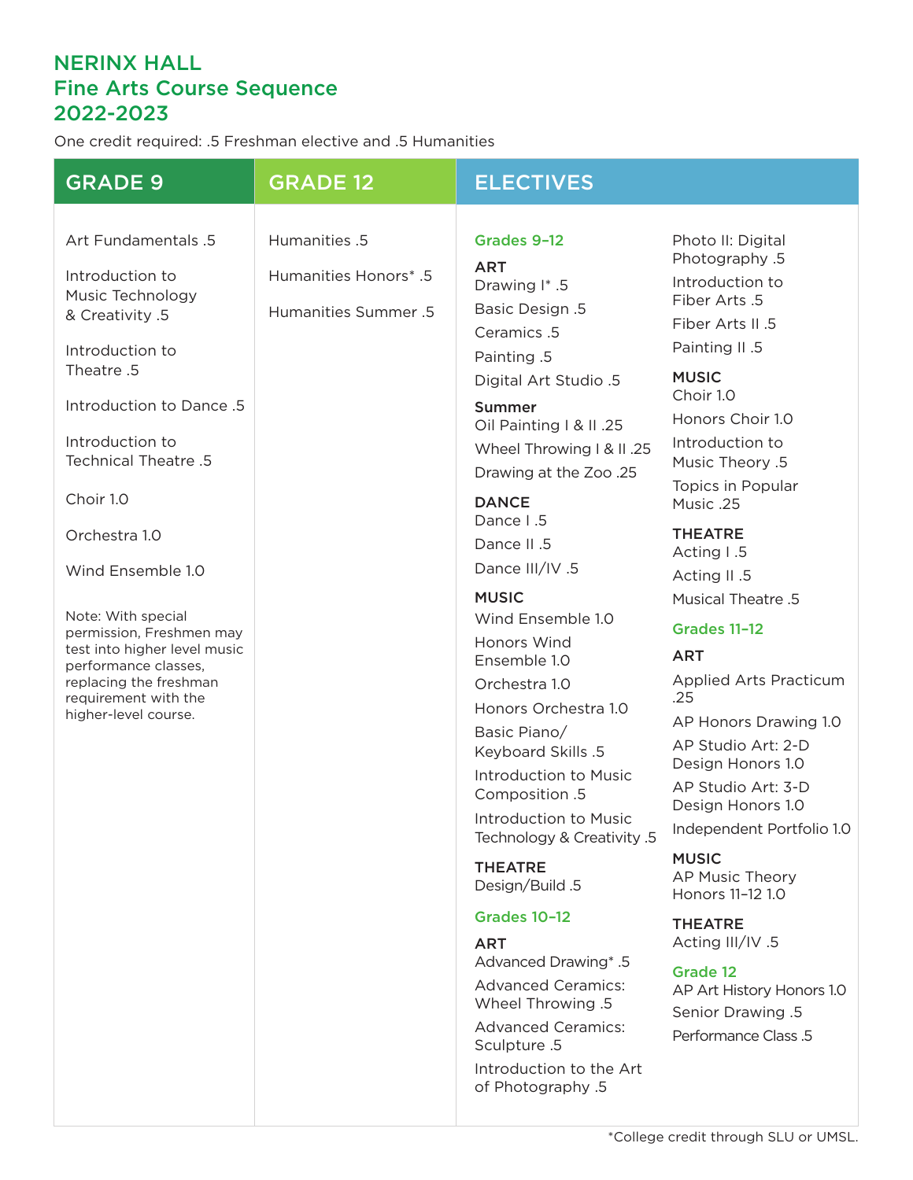# NERINX HALL
# Fine Arts Course Sequence
# 2022-2023

One credit required: .5 Freshman elective and .5 Humanities

## GRADE 9

Art Fundamentals .5

Introduction to Music Technology & Creativity .5

Introduction to Theatre .5

Introduction to Dance .5

Introduction to Technical Theatre .5

Choir 1.0

Orchestra 1.0

Wind Ensemble 1.0

Note: With special permission, Freshmen may test into higher level music performance classes, replacing the freshman requirement with the higher-level course.

## GRADE 12

Humanities .5

Humanities Honors* .5

Humanities Summer .5

## ELECTIVES

### Grades 9–12

**ART**

Drawing I* .5

Basic Design .5

Ceramics .5

Painting .5

Digital Art Studio .5

**Summer**

Oil Painting I & II .25

Wheel Throwing I & II .25

Drawing at the Zoo .25

**DANCE**

Dance I .5

Dance II .5

Dance III/IV .5

**MUSIC**

Wind Ensemble 1.0

Honors Wind Ensemble 1.0

Orchestra 1.0

Honors Orchestra 1.0

Basic Piano/ Keyboard Skills .5

Introduction to Music Composition .5

Introduction to Music Technology & Creativity .5

**THEATRE**

Design/Build .5

### Grades 10–12

**ART**

Advanced Drawing* .5

Advanced Ceramics: Wheel Throwing .5

Advanced Ceramics: Sculpture .5

Introduction to the Art of Photography .5

Photo II: Digital Photography .5

Introduction to Fiber Arts .5

Fiber Arts II .5

Painting II .5

**MUSIC**

Choir 1.0

Honors Choir 1.0

Introduction to Music Theory .5

Topics in Popular Music .25

**THEATRE**

Acting I .5

Acting II .5

Musical Theatre .5

### Grades 11–12

**ART**

Applied Arts Practicum .25

AP Honors Drawing 1.0

AP Studio Art: 2-D Design Honors 1.0

AP Studio Art: 3-D Design Honors 1.0

Independent Portfolio 1.0

**MUSIC**

AP Music Theory Honors 11–12 1.0

**THEATRE**

Acting III/IV .5

### Grade 12

AP Art History Honors 1.0

Senior Drawing .5

Performance Class .5

*College credit through SLU or UMSL.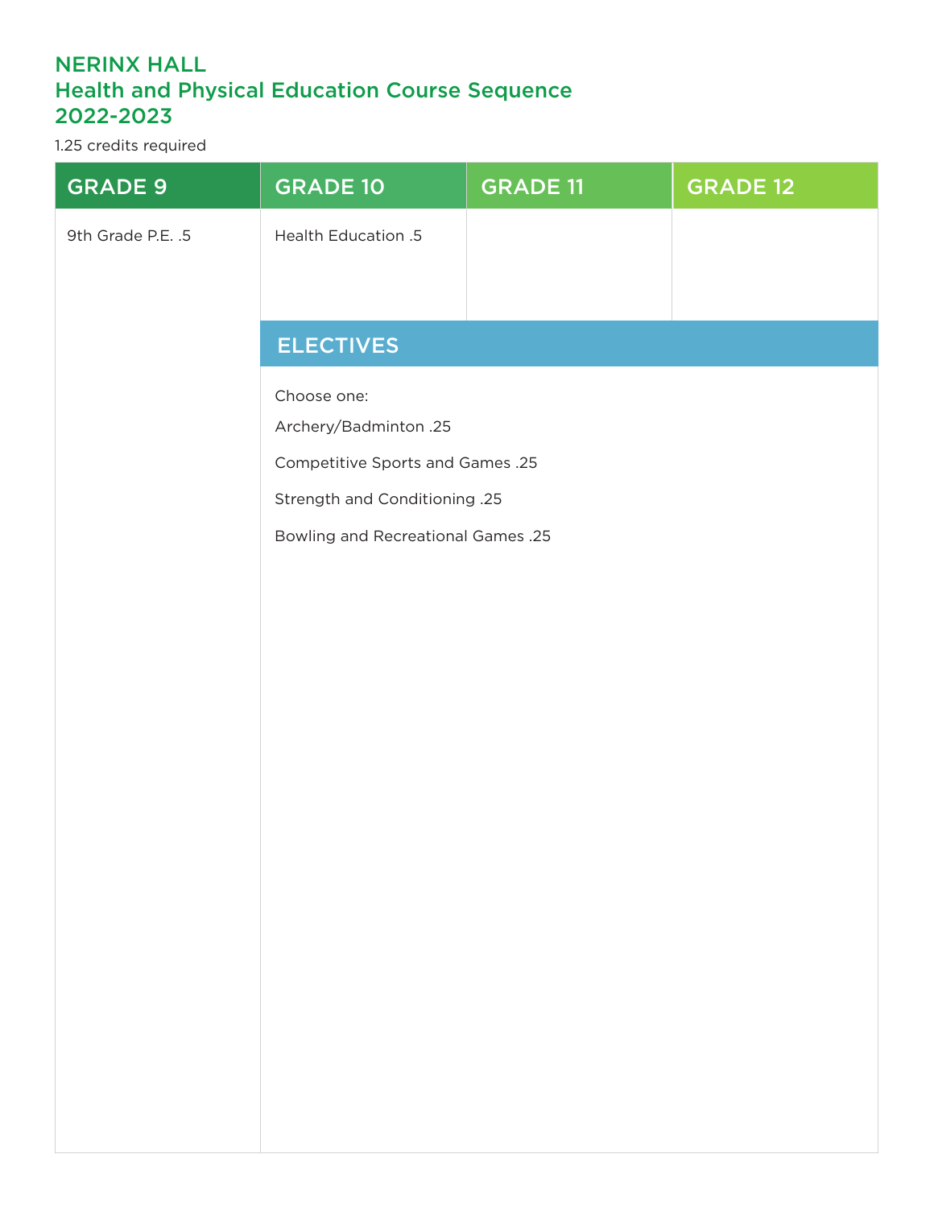# NERINX HALL
## Health and Physical Education Course Sequence
## 2022-2023

1.25 credits required

| GRADE 9 | GRADE 10 | GRADE 11 | GRADE 12 |
| --- | --- | --- | --- |
| 9th Grade P.E. .5 | Health Education .5 | | |

### ELECTIVES

Choose one:

Archery/Badminton .25

Competitive Sports and Games .25

Strength and Conditioning .25

Bowling and Recreational Games .25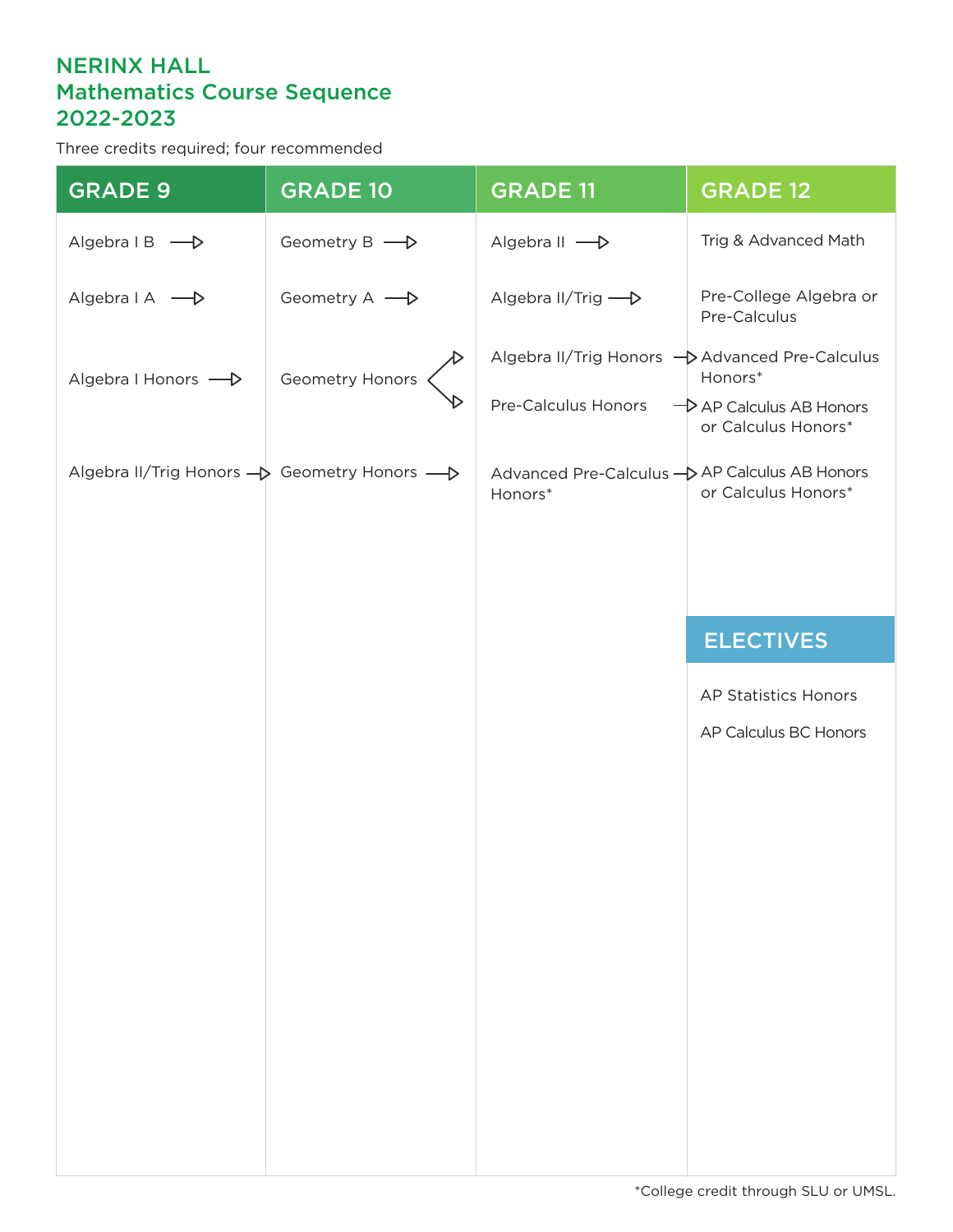# NERINX HALL
# Mathematics Course Sequence
# 2022-2023

Three credits required; four recommended

| GRADE 9 | GRADE 10 | GRADE 11 | GRADE 12 |
|---|---|---|---|
| Algebra I B → | Geometry B → | Algebra II → | Trig & Advanced Math |
| Algebra I A → | Geometry A → | Algebra II/Trig → | Pre-College Algebra or Pre-Calculus |
| Algebra I Honors → | Geometry Honors → | Algebra II/Trig Honors → | Advanced Pre-Calculus Honors* |
| | | Pre-Calculus Honors → | AP Calculus AB Honors or Calculus Honors* |
| Algebra II/Trig Honors → | Geometry Honors → | Advanced Pre-Calculus Honors* → | AP Calculus AB Honors or Calculus Honors* |

## ELECTIVES

- AP Statistics Honors
- AP Calculus BC Honors

*College credit through SLU or UMSL.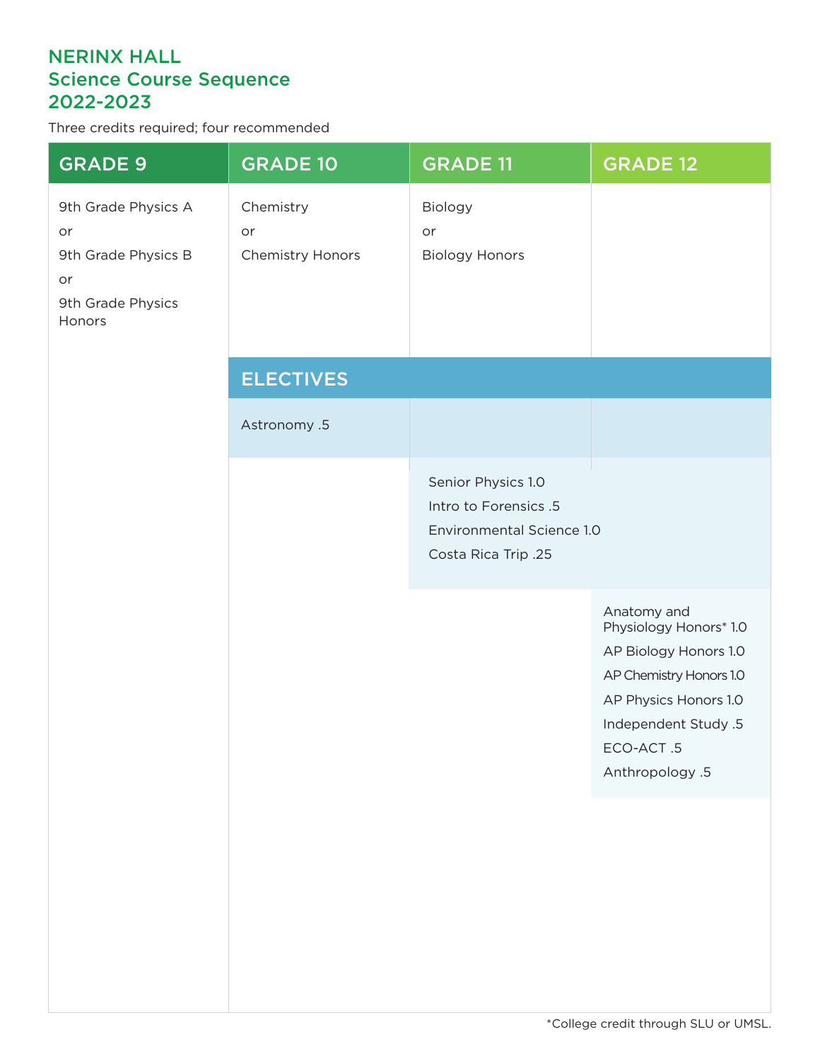# NERINX HALL
## Science Course Sequence
## 2022-2023

Three credits required; four recommended

| GRADE 9 | GRADE 10 | GRADE 11 | GRADE 12 |
|---|---|---|---|
| 9th Grade Physics A or 9th Grade Physics B or 9th Grade Physics Honors | Chemistry or Chemistry Honors | Biology or Biology Honors | |

### ELECTIVES

| GRADE 10 | GRADE 11 | GRADE 12 |
|---|---|---|
| Astronomy .5 | Astronomy .5 | Astronomy .5 |
| | Senior Physics 1.0 | Senior Physics 1.0 |
| | Intro to Forensics .5 | Intro to Forensics .5 |
| | Environmental Science 1.0 | Environmental Science 1.0 |
| | Costa Rica Trip .25 | Costa Rica Trip .25 |
| | | Anatomy and Physiology Honors* 1.0 |
| | | AP Biology Honors 1.0 |
| | | AP Chemistry Honors 1.0 |
| | | AP Physics Honors 1.0 |
| | | Independent Study .5 |
| | | ECO-ACT .5 |
| | | Anthropology .5 |

*College credit through SLU or UMSL.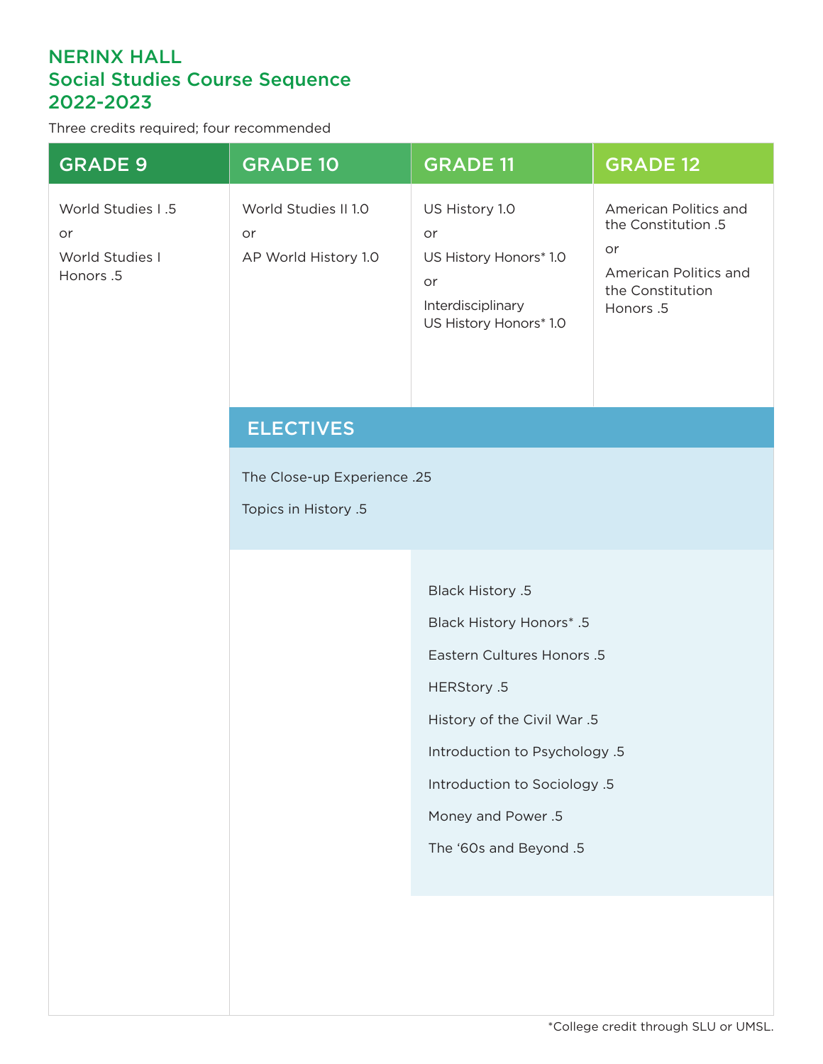# NERINX HALL
## Social Studies Course Sequence
## 2022-2023

Three credits required; four recommended

| GRADE 9 | GRADE 10 | GRADE 11 | GRADE 12 |
|---|---|---|---|
| World Studies I .5<br>or<br>World Studies I Honors .5 | World Studies II 1.0<br>or<br>AP World History 1.0 | US History 1.0<br>or<br>US History Honors* 1.0<br>or<br>Interdisciplinary US History Honors* 1.0 | American Politics and the Constitution .5<br>or<br>American Politics and the Constitution Honors .5 |

### ELECTIVES

Grades 10–12:

- The Close-up Experience .25
- Topics in History .5

Grades 11–12:

- Black History .5
- Black History Honors* .5
- Eastern Cultures Honors .5
- HERStory .5
- History of the Civil War .5
- Introduction to Psychology .5
- Introduction to Sociology .5
- Money and Power .5
- The ‘60s and Beyond .5

*College credit through SLU or UMSL.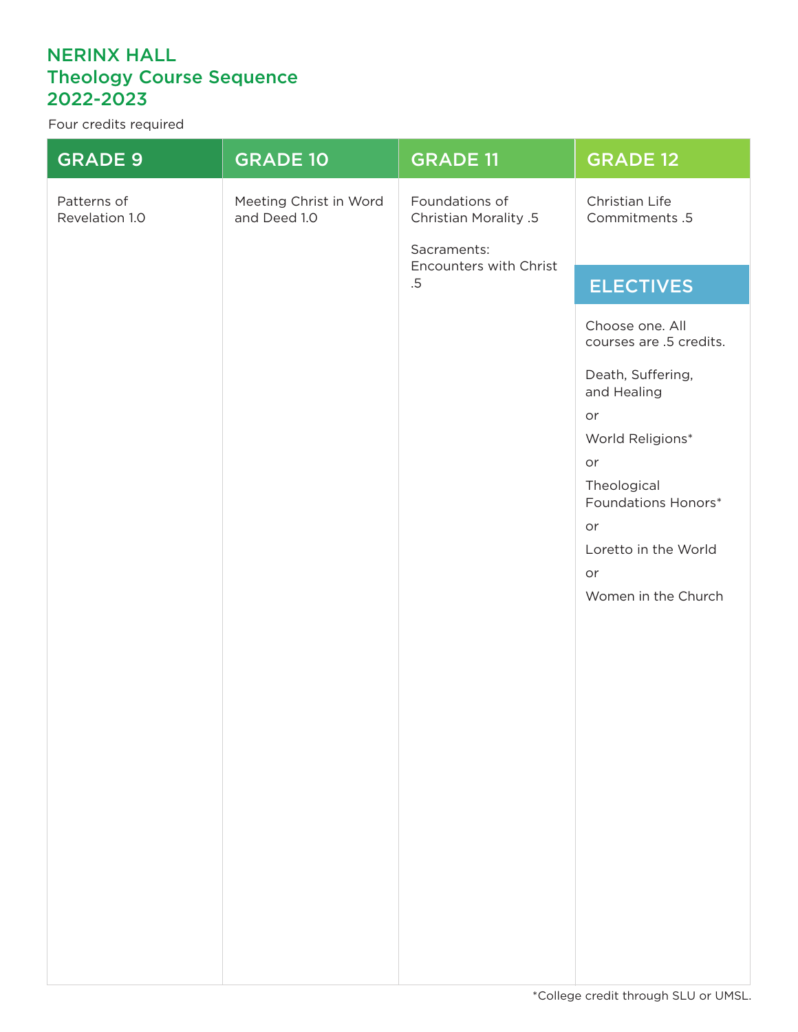# NERINX HALL
## Theology Course Sequence
## 2022-2023

Four credits required

| GRADE 9 | GRADE 10 | GRADE 11 | GRADE 12 |
|---|---|---|---|
| Patterns of Revelation 1.0 | Meeting Christ in Word and Deed 1.0 | Foundations of Christian Morality .5<br><br>Sacraments: Encounters with Christ .5 | Christian Life Commitments .5 |

### ELECTIVES

Choose one. All courses are .5 credits.

Death, Suffering, and Healing

or

World Religions*

or

Theological Foundations Honors*

or

Loretto in the World

or

Women in the Church

*College credit through SLU or UMSL.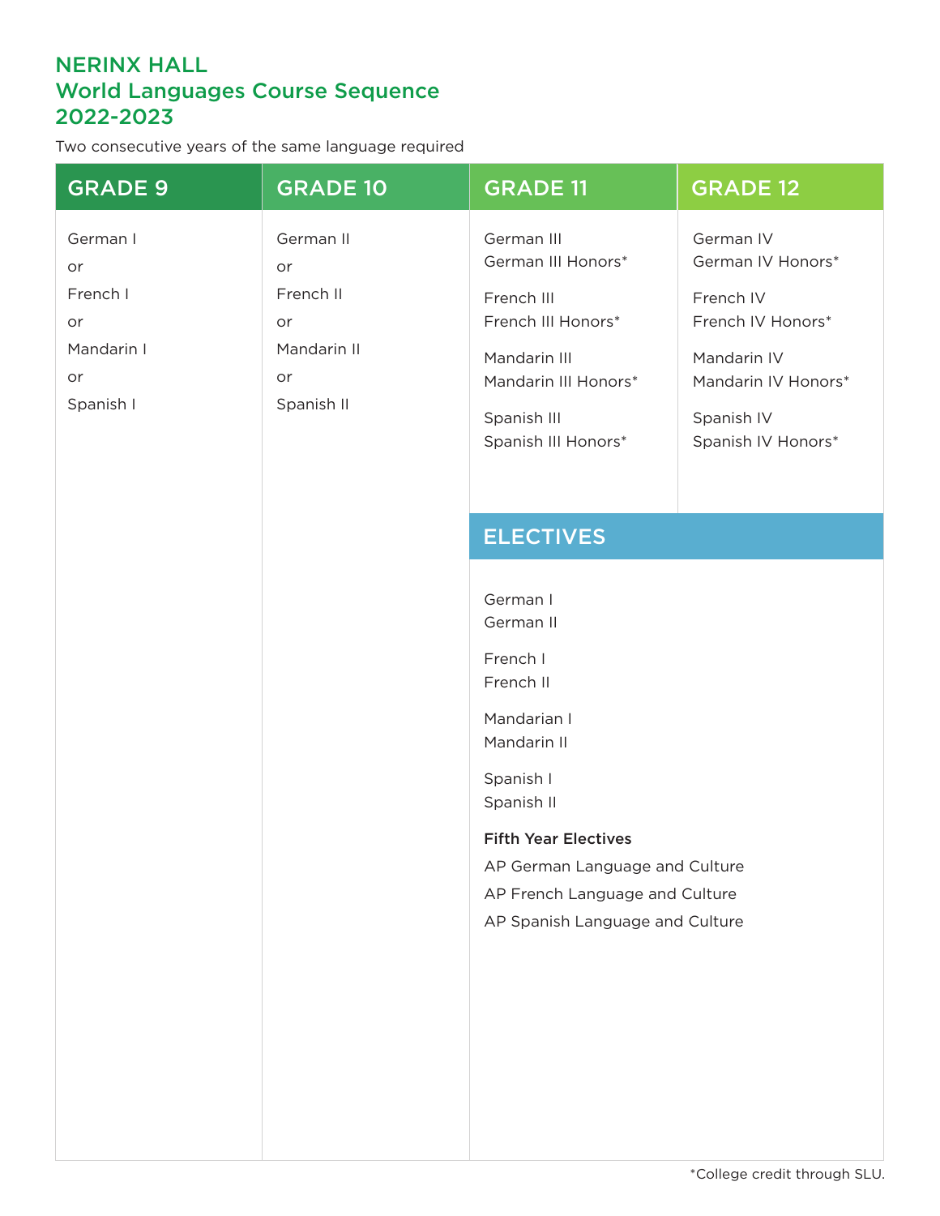# NERINX HALL
## World Languages Course Sequence
## 2022-2023

Two consecutive years of the same language required

| GRADE 9 | GRADE 10 | GRADE 11 | GRADE 12 |
|---|---|---|---|
| German I<br>or<br>French I<br>or<br>Mandarin I<br>or<br>Spanish I | German II<br>or<br>French II<br>or<br>Mandarin II<br>or<br>Spanish II | German III<br>German III Honors*<br><br>French III<br>French III Honors*<br><br>Mandarin III<br>Mandarin III Honors*<br><br>Spanish III<br>Spanish III Honors* | German IV<br>German IV Honors*<br><br>French IV<br>French IV Honors*<br><br>Mandarin IV<br>Mandarin IV Honors*<br><br>Spanish IV<br>Spanish IV Honors* |

## ELECTIVES

German I
German II

French I
French II

Mandarian I
Mandarin II

Spanish I
Spanish II

**Fifth Year Electives**

AP German Language and Culture

AP French Language and Culture

AP Spanish Language and Culture

*College credit through SLU.